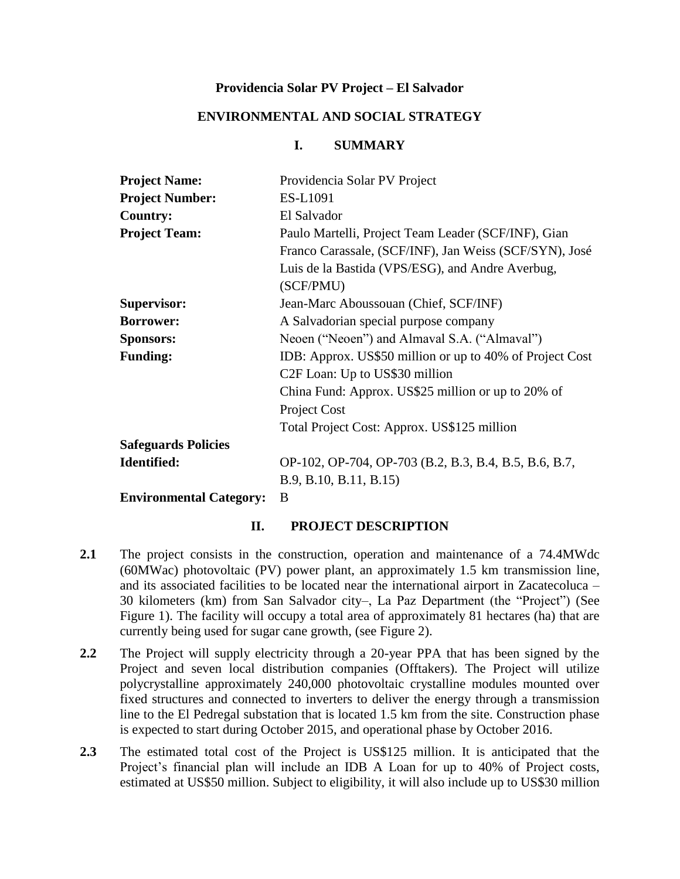# Providencia Solar PV Project – El Salvador

## ENVIRONMENTAL AND SOCIAL STRATEGY

## I. SUMMARY

| | |
|---|---|
| **Project Name:** | Providencia Solar PV Project |
| **Project Number:** | ES-L1091 |
| **Country:** | El Salvador |
| **Project Team:** | Paulo Martelli, Project Team Leader (SCF/INF), Gian Franco Carassale, (SCF/INF), Jan Weiss (SCF/SYN), José Luis de la Bastida (VPS/ESG), and Andre Averbug, (SCF/PMU) |
| **Supervisor:** | Jean-Marc Aboussouan (Chief, SCF/INF) |
| **Borrower:** | A Salvadorian special purpose company |
| **Sponsors:** | Neoen ("Neoen") and Almaval S.A. ("Almaval") |
| **Funding:** | IDB: Approx. US$50 million or up to 40% of Project Cost<br>C2F Loan: Up to US$30 million<br>China Fund: Approx. US$25 million or up to 20% of Project Cost<br>Total Project Cost: Approx. US$125 million |
| **Safeguards Policies Identified:** | OP-102, OP-704, OP-703 (B.2, B.3, B.4, B.5, B.6, B.7, B.9, B.10, B.11, B.15) |
| **Environmental Category:** | B |

## II. PROJECT DESCRIPTION

**2.1** The project consists in the construction, operation and maintenance of a 74.4MWdc (60MWac) photovoltaic (PV) power plant, an approximately 1.5 km transmission line, and its associated facilities to be located near the international airport in Zacatecoluca – 30 kilometers (km) from San Salvador city–, La Paz Department (the "Project") (See Figure 1). The facility will occupy a total area of approximately 81 hectares (ha) that are currently being used for sugar cane growth, (see Figure 2).

**2.2** The Project will supply electricity through a 20-year PPA that has been signed by the Project and seven local distribution companies (Offtakers). The Project will utilize polycrystalline approximately 240,000 photovoltaic crystalline modules mounted over fixed structures and connected to inverters to deliver the energy through a transmission line to the El Pedregal substation that is located 1.5 km from the site. Construction phase is expected to start during October 2015, and operational phase by October 2016.

**2.3** The estimated total cost of the Project is US$125 million. It is anticipated that the Project's financial plan will include an IDB A Loan for up to 40% of Project costs, estimated at US$50 million. Subject to eligibility, it will also include up to US$30 million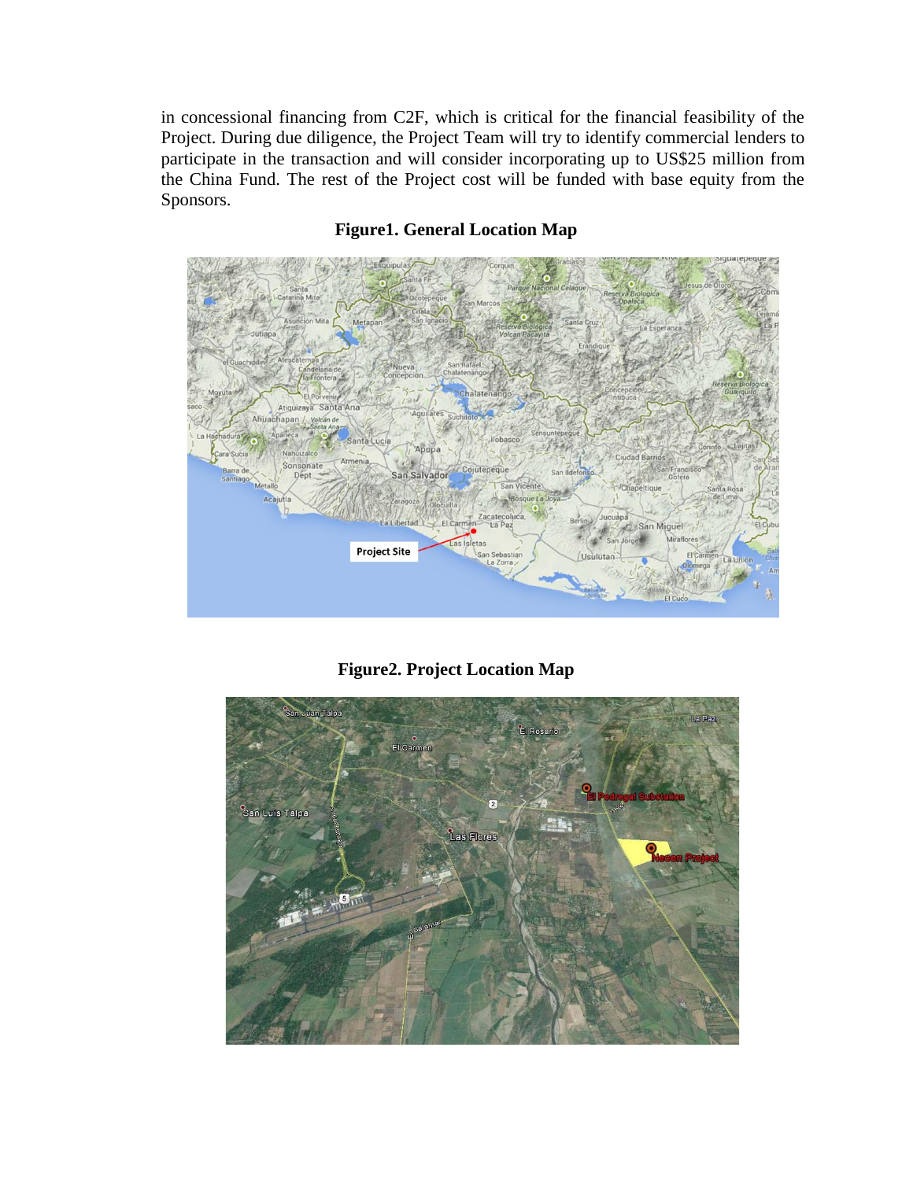in concessional financing from C2F, which is critical for the financial feasibility of the Project. During due diligence, the Project Team will try to identify commercial lenders to participate in the transaction and will consider incorporating up to US$25 million from the China Fund. The rest of the Project cost will be funded with base equity from the Sponsors.

**Figure1. General Location Map**

**Figure2. Project Location Map**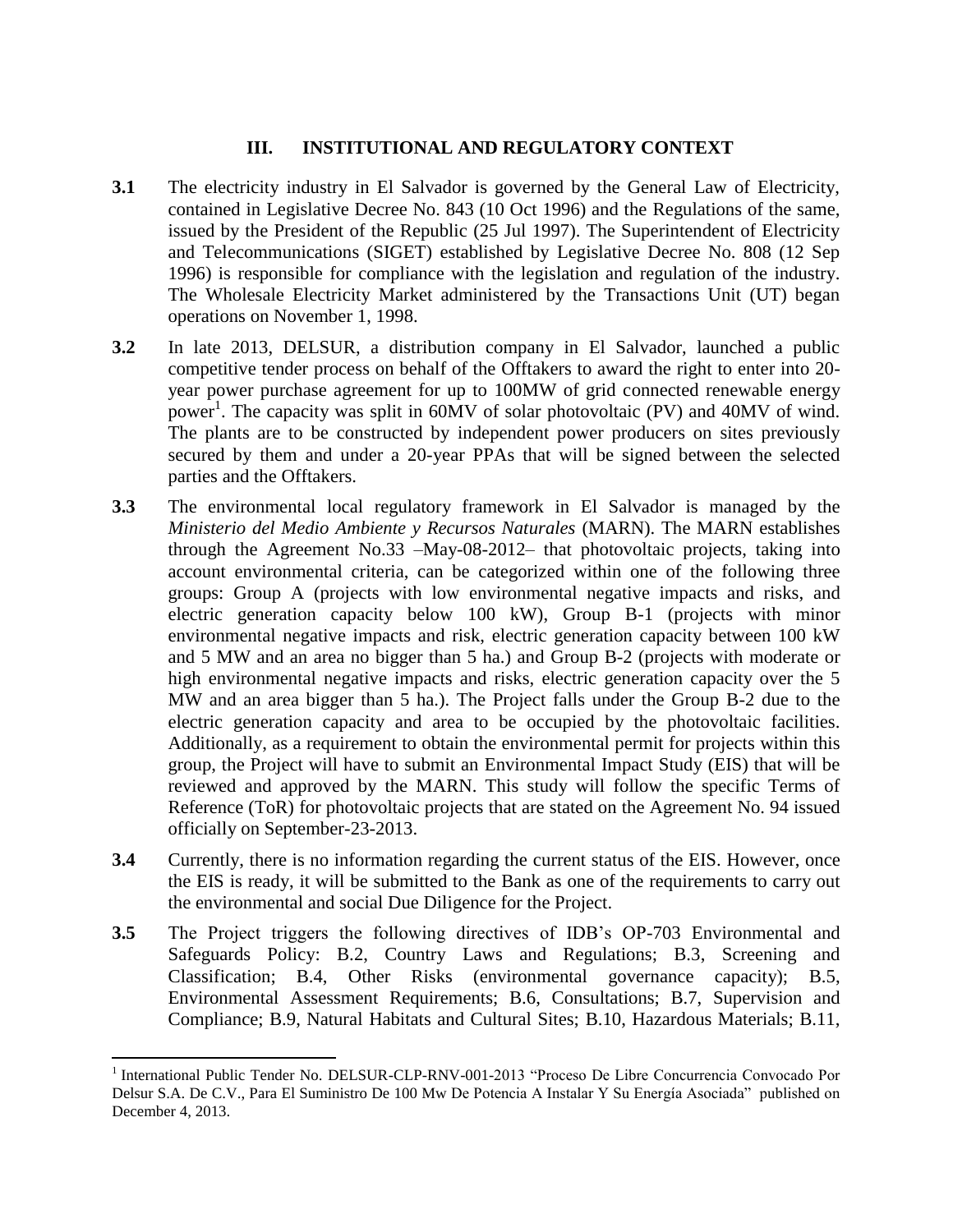## III. INSTITUTIONAL AND REGULATORY CONTEXT

**3.1** The electricity industry in El Salvador is governed by the General Law of Electricity, contained in Legislative Decree No. 843 (10 Oct 1996) and the Regulations of the same, issued by the President of the Republic (25 Jul 1997). The Superintendent of Electricity and Telecommunications (SIGET) established by Legislative Decree No. 808 (12 Sep 1996) is responsible for compliance with the legislation and regulation of the industry. The Wholesale Electricity Market administered by the Transactions Unit (UT) began operations on November 1, 1998.

**3.2** In late 2013, DELSUR, a distribution company in El Salvador, launched a public competitive tender process on behalf of the Offtakers to award the right to enter into 20-year power purchase agreement for up to 100MW of grid connected renewable energy power[1]. The capacity was split in 60MV of solar photovoltaic (PV) and 40MV of wind. The plants are to be constructed by independent power producers on sites previously secured by them and under a 20-year PPAs that will be signed between the selected parties and the Offtakers.

**3.3** The environmental local regulatory framework in El Salvador is managed by the *Ministerio del Medio Ambiente y Recursos Naturales* (MARN). The MARN establishes through the Agreement No.33 –May-08-2012– that photovoltaic projects, taking into account environmental criteria, can be categorized within one of the following three groups: Group A (projects with low environmental negative impacts and risks, and electric generation capacity below 100 kW), Group B-1 (projects with minor environmental negative impacts and risk, electric generation capacity between 100 kW and 5 MW and an area no bigger than 5 ha.) and Group B-2 (projects with moderate or high environmental negative impacts and risks, electric generation capacity over the 5 MW and an area bigger than 5 ha.). The Project falls under the Group B-2 due to the electric generation capacity and area to be occupied by the photovoltaic facilities. Additionally, as a requirement to obtain the environmental permit for projects within this group, the Project will have to submit an Environmental Impact Study (EIS) that will be reviewed and approved by the MARN. This study will follow the specific Terms of Reference (ToR) for photovoltaic projects that are stated on the Agreement No. 94 issued officially on September-23-2013.

**3.4** Currently, there is no information regarding the current status of the EIS. However, once the EIS is ready, it will be submitted to the Bank as one of the requirements to carry out the environmental and social Due Diligence for the Project.

**3.5** The Project triggers the following directives of IDB's OP-703 Environmental and Safeguards Policy: B.2, Country Laws and Regulations; B.3, Screening and Classification; B.4, Other Risks (environmental governance capacity); B.5, Environmental Assessment Requirements; B.6, Consultations; B.7, Supervision and Compliance; B.9, Natural Habitats and Cultural Sites; B.10, Hazardous Materials; B.11,

---

[1] International Public Tender No. DELSUR-CLP-RNV-001-2013 "Proceso De Libre Concurrencia Convocado Por Delsur S.A. De C.V., Para El Suministro De 100 Mw De Potencia A Instalar Y Su Energía Asociada" published on December 4, 2013.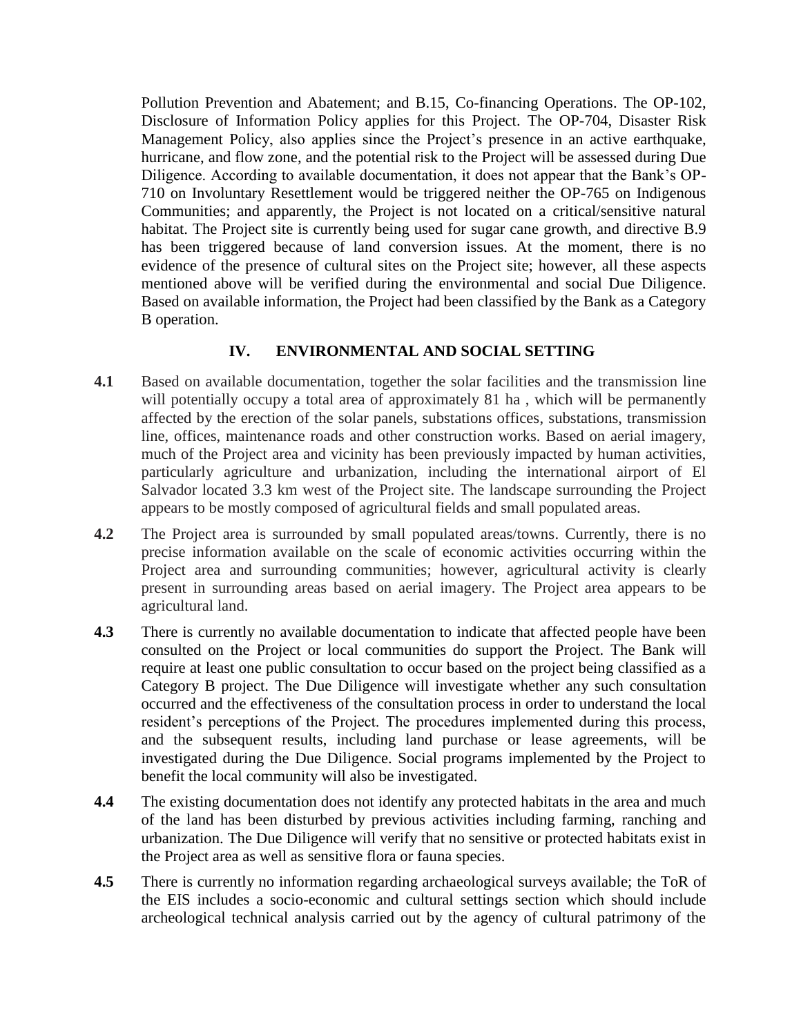Pollution Prevention and Abatement; and B.15, Co-financing Operations. The OP-102, Disclosure of Information Policy applies for this Project. The OP-704, Disaster Risk Management Policy, also applies since the Project's presence in an active earthquake, hurricane, and flow zone, and the potential risk to the Project will be assessed during Due Diligence. According to available documentation, it does not appear that the Bank's OP-710 on Involuntary Resettlement would be triggered neither the OP-765 on Indigenous Communities; and apparently, the Project is not located on a critical/sensitive natural habitat. The Project site is currently being used for sugar cane growth, and directive B.9 has been triggered because of land conversion issues. At the moment, there is no evidence of the presence of cultural sites on the Project site; however, all these aspects mentioned above will be verified during the environmental and social Due Diligence. Based on available information, the Project had been classified by the Bank as a Category B operation.

## IV. ENVIRONMENTAL AND SOCIAL SETTING

**4.1** Based on available documentation, together the solar facilities and the transmission line will potentially occupy a total area of approximately 81 ha , which will be permanently affected by the erection of the solar panels, substations offices, substations, transmission line, offices, maintenance roads and other construction works. Based on aerial imagery, much of the Project area and vicinity has been previously impacted by human activities, particularly agriculture and urbanization, including the international airport of El Salvador located 3.3 km west of the Project site. The landscape surrounding the Project appears to be mostly composed of agricultural fields and small populated areas.

**4.2** The Project area is surrounded by small populated areas/towns. Currently, there is no precise information available on the scale of economic activities occurring within the Project area and surrounding communities; however, agricultural activity is clearly present in surrounding areas based on aerial imagery. The Project area appears to be agricultural land.

**4.3** There is currently no available documentation to indicate that affected people have been consulted on the Project or local communities do support the Project. The Bank will require at least one public consultation to occur based on the project being classified as a Category B project. The Due Diligence will investigate whether any such consultation occurred and the effectiveness of the consultation process in order to understand the local resident's perceptions of the Project. The procedures implemented during this process, and the subsequent results, including land purchase or lease agreements, will be investigated during the Due Diligence. Social programs implemented by the Project to benefit the local community will also be investigated.

**4.4** The existing documentation does not identify any protected habitats in the area and much of the land has been disturbed by previous activities including farming, ranching and urbanization. The Due Diligence will verify that no sensitive or protected habitats exist in the Project area as well as sensitive flora or fauna species.

**4.5** There is currently no information regarding archaeological surveys available; the ToR of the EIS includes a socio-economic and cultural settings section which should include archeological technical analysis carried out by the agency of cultural patrimony of the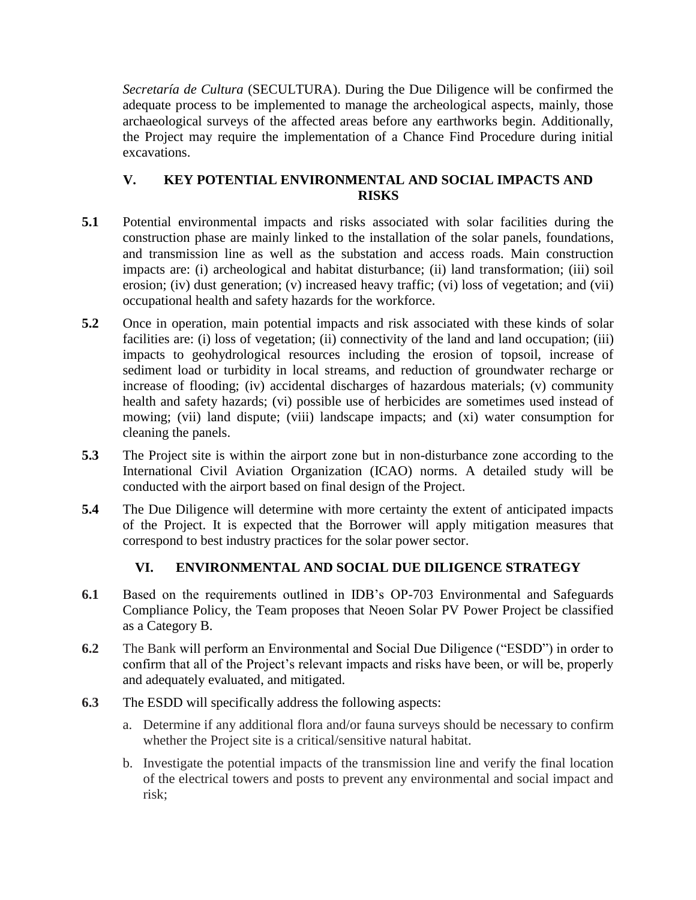*Secretaría de Cultura* (SECULTURA). During the Due Diligence will be confirmed the adequate process to be implemented to manage the archeological aspects, mainly, those archaeological surveys of the affected areas before any earthworks begin. Additionally, the Project may require the implementation of a Chance Find Procedure during initial excavations.

## V. KEY POTENTIAL ENVIRONMENTAL AND SOCIAL IMPACTS AND RISKS

**5.1** Potential environmental impacts and risks associated with solar facilities during the construction phase are mainly linked to the installation of the solar panels, foundations, and transmission line as well as the substation and access roads. Main construction impacts are: (i) archeological and habitat disturbance; (ii) land transformation; (iii) soil erosion; (iv) dust generation; (v) increased heavy traffic; (vi) loss of vegetation; and (vii) occupational health and safety hazards for the workforce.

**5.2** Once in operation, main potential impacts and risk associated with these kinds of solar facilities are: (i) loss of vegetation; (ii) connectivity of the land and land occupation; (iii) impacts to geohydrological resources including the erosion of topsoil, increase of sediment load or turbidity in local streams, and reduction of groundwater recharge or increase of flooding; (iv) accidental discharges of hazardous materials; (v) community health and safety hazards; (vi) possible use of herbicides are sometimes used instead of mowing; (vii) land dispute; (viii) landscape impacts; and (xi) water consumption for cleaning the panels.

**5.3** The Project site is within the airport zone but in non-disturbance zone according to the International Civil Aviation Organization (ICAO) norms. A detailed study will be conducted with the airport based on final design of the Project.

**5.4** The Due Diligence will determine with more certainty the extent of anticipated impacts of the Project. It is expected that the Borrower will apply mitigation measures that correspond to best industry practices for the solar power sector.

## VI. ENVIRONMENTAL AND SOCIAL DUE DILIGENCE STRATEGY

**6.1** Based on the requirements outlined in IDB's OP-703 Environmental and Safeguards Compliance Policy, the Team proposes that Neoen Solar PV Power Project be classified as a Category B.

**6.2** The Bank will perform an Environmental and Social Due Diligence ("ESDD") in order to confirm that all of the Project's relevant impacts and risks have been, or will be, properly and adequately evaluated, and mitigated.

**6.3** The ESDD will specifically address the following aspects:

a. Determine if any additional flora and/or fauna surveys should be necessary to confirm whether the Project site is a critical/sensitive natural habitat.

b. Investigate the potential impacts of the transmission line and verify the final location of the electrical towers and posts to prevent any environmental and social impact and risk;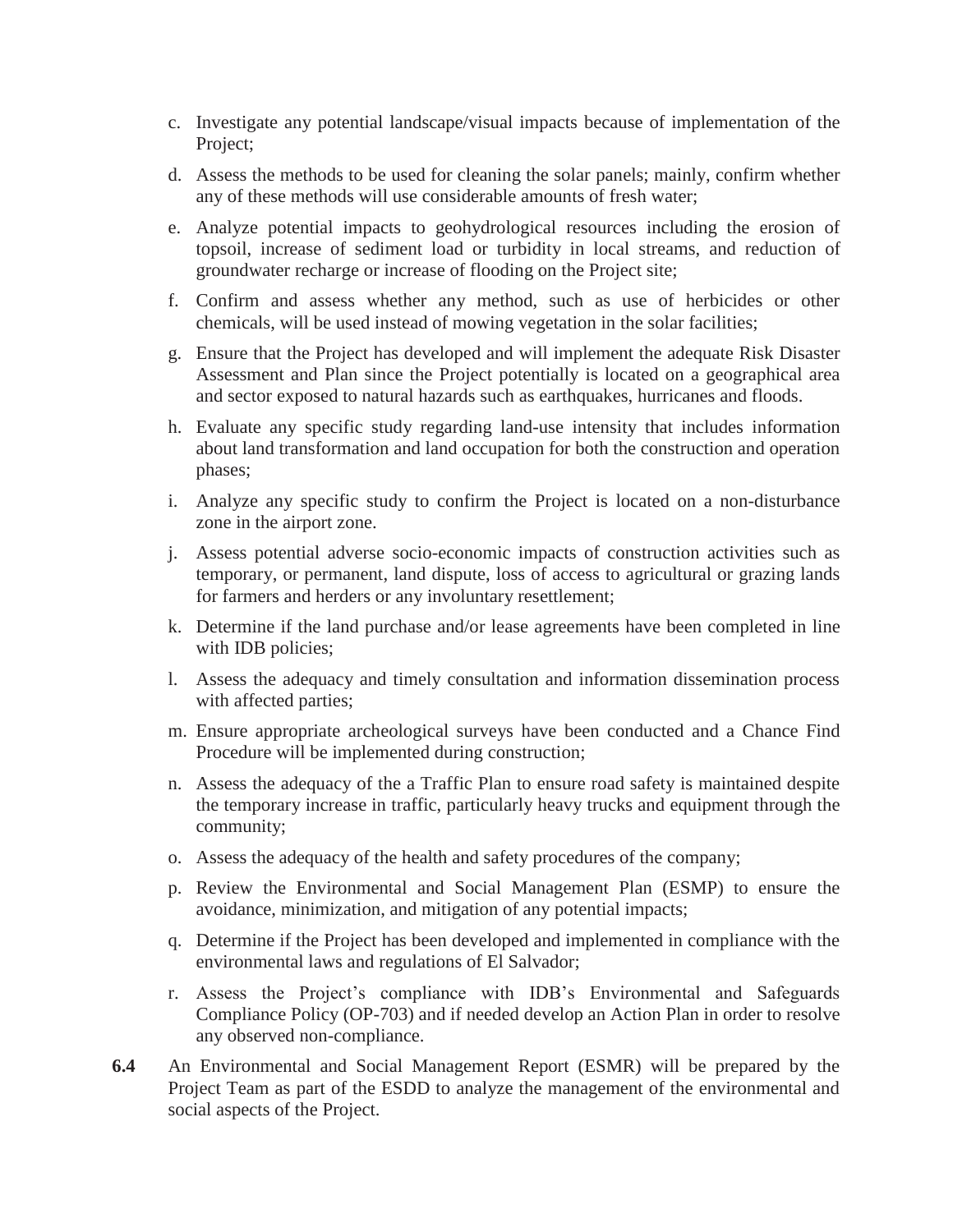c. Investigate any potential landscape/visual impacts because of implementation of the Project;

d. Assess the methods to be used for cleaning the solar panels; mainly, confirm whether any of these methods will use considerable amounts of fresh water;

e. Analyze potential impacts to geohydrological resources including the erosion of topsoil, increase of sediment load or turbidity in local streams, and reduction of groundwater recharge or increase of flooding on the Project site;

f. Confirm and assess whether any method, such as use of herbicides or other chemicals, will be used instead of mowing vegetation in the solar facilities;

g. Ensure that the Project has developed and will implement the adequate Risk Disaster Assessment and Plan since the Project potentially is located on a geographical area and sector exposed to natural hazards such as earthquakes, hurricanes and floods.

h. Evaluate any specific study regarding land-use intensity that includes information about land transformation and land occupation for both the construction and operation phases;

i. Analyze any specific study to confirm the Project is located on a non-disturbance zone in the airport zone.

j. Assess potential adverse socio-economic impacts of construction activities such as temporary, or permanent, land dispute, loss of access to agricultural or grazing lands for farmers and herders or any involuntary resettlement;

k. Determine if the land purchase and/or lease agreements have been completed in line with IDB policies;

l. Assess the adequacy and timely consultation and information dissemination process with affected parties;

m. Ensure appropriate archeological surveys have been conducted and a Chance Find Procedure will be implemented during construction;

n. Assess the adequacy of the a Traffic Plan to ensure road safety is maintained despite the temporary increase in traffic, particularly heavy trucks and equipment through the community;

o. Assess the adequacy of the health and safety procedures of the company;

p. Review the Environmental and Social Management Plan (ESMP) to ensure the avoidance, minimization, and mitigation of any potential impacts;

q. Determine if the Project has been developed and implemented in compliance with the environmental laws and regulations of El Salvador;

r. Assess the Project's compliance with IDB's Environmental and Safeguards Compliance Policy (OP-703) and if needed develop an Action Plan in order to resolve any observed non-compliance.

**6.4** An Environmental and Social Management Report (ESMR) will be prepared by the Project Team as part of the ESDD to analyze the management of the environmental and social aspects of the Project.